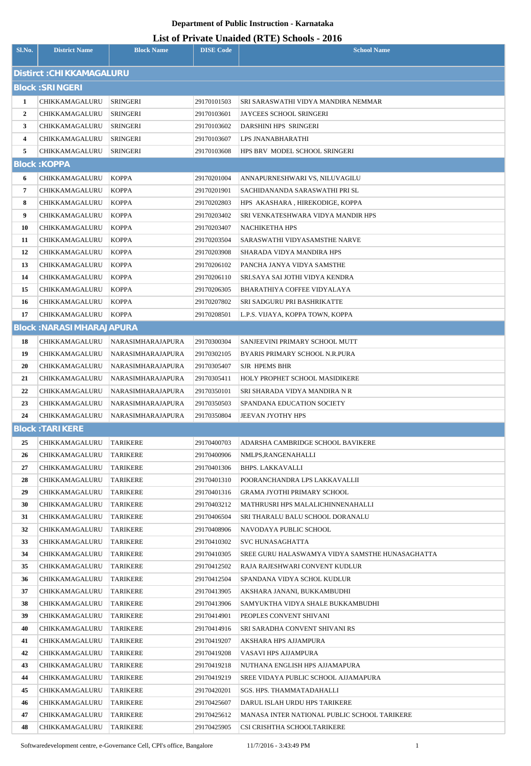**Department of Public Instruction - Karnataka**

# List of Private Unaided (RTE) Schools - 2016

| Sl.No. | District Name | Block Name | DISE Code | School Name |
|---|---|---|---|---|
| **Distirct :CHIKKAMAGALURU** | | | | |
| **Block :SRINGERI** | | | | |
| 1 | CHIKKAMAGALURU | SRINGERI | 29170101503 | SRI SARASWATHI VIDYA MANDIRA NEMMAR |
| 2 | CHIKKAMAGALURU | SRINGERI | 29170103601 | JAYCEES SCHOOL SRINGERI |
| 3 | CHIKKAMAGALURU | SRINGERI | 29170103602 | DARSHINI HPS SRINGERI |
| 4 | CHIKKAMAGALURU | SRINGERI | 29170103607 | LPS JNANABHARATHI |
| 5 | CHIKKAMAGALURU | SRINGERI | 29170103608 | HPS BRV MODEL SCHOOL SRINGERI |
| **Block :KOPPA** | | | | |
| 6 | CHIKKAMAGALURU | KOPPA | 29170201004 | ANNAPURNESHWARI VS, NILUVAGILU |
| 7 | CHIKKAMAGALURU | KOPPA | 29170201901 | SACHIDANANDA SARASWATHI PRI SL |
| 8 | CHIKKAMAGALURU | KOPPA | 29170202803 | HPS AKASHARA , HIREKODIGE, KOPPA |
| 9 | CHIKKAMAGALURU | KOPPA | 29170203402 | SRI VENKATESHWARA VIDYA MANDIR HPS |
| 10 | CHIKKAMAGALURU | KOPPA | 29170203407 | NACHIKETHA HPS |
| 11 | CHIKKAMAGALURU | KOPPA | 29170203504 | SARASWATHI VIDYASAMSTHE NARVE |
| 12 | CHIKKAMAGALURU | KOPPA | 29170203908 | SHARADA VIDYA MANDIRA HPS |
| 13 | CHIKKAMAGALURU | KOPPA | 29170206102 | PANCHA JANYA VIDYA SAMSTHE |
| 14 | CHIKKAMAGALURU | KOPPA | 29170206110 | SRI.SAYA SAI JOTHI VIDYA KENDRA |
| 15 | CHIKKAMAGALURU | KOPPA | 29170206305 | BHARATHIYA COFFEE VIDYALAYA |
| 16 | CHIKKAMAGALURU | KOPPA | 29170207802 | SRI SADGURU PRI BASHRIKATTE |
| 17 | CHIKKAMAGALURU | KOPPA | 29170208501 | L.P.S. VIJAYA, KOPPA TOWN, KOPPA |
| **Block :NARASIMHARAJAPURA** | | | | |
| 18 | CHIKKAMAGALURU | NARASIMHARAJAPURA | 29170300304 | SANJEEVINI PRIMARY SCHOOL MUTT |
| 19 | CHIKKAMAGALURU | NARASIMHARAJAPURA | 29170302105 | BYARIS PRIMARY SCHOOL N.R.PURA |
| 20 | CHIKKAMAGALURU | NARASIMHARAJAPURA | 29170305407 | SJR HPEMS BHR |
| 21 | CHIKKAMAGALURU | NARASIMHARAJAPURA | 29170305411 | HOLY PROPHET SCHOOL MASIDIKERE |
| 22 | CHIKKAMAGALURU | NARASIMHARAJAPURA | 29170350101 | SRI SHARADA VIDYA MANDIRA N R |
| 23 | CHIKKAMAGALURU | NARASIMHARAJAPURA | 29170350503 | SPANDANA EDUCATION SOCIETY |
| 24 | CHIKKAMAGALURU | NARASIMHARAJAPURA | 29170350804 | JEEVAN JYOTHY HPS |
| **Block :TARIKERE** | | | | |
| 25 | CHIKKAMAGALURU | TARIKERE | 29170400703 | ADARSHA CAMBRIDGE SCHOOL BAVIKERE |
| 26 | CHIKKAMAGALURU | TARIKERE | 29170400906 | NMLPS,RANGENAHALLI |
| 27 | CHIKKAMAGALURU | TARIKERE | 29170401306 | BHPS. LAKKAVALLI |
| 28 | CHIKKAMAGALURU | TARIKERE | 29170401310 | POORANCHANDRA LPS LAKKAVALLII |
| 29 | CHIKKAMAGALURU | TARIKERE | 29170401316 | GRAMA JYOTHI PRIMARY SCHOOL |
| 30 | CHIKKAMAGALURU | TARIKERE | 29170403212 | MATHRUSRI HPS MALALICHINNENAHALLI |
| 31 | CHIKKAMAGALURU | TARIKERE | 29170406504 | SRI THARALU BALU SCHOOL DORANALU |
| 32 | CHIKKAMAGALURU | TARIKERE | 29170408906 | NAVODAYA PUBLIC SCHOOL |
| 33 | CHIKKAMAGALURU | TARIKERE | 29170410302 | SVC HUNASAGHATTA |
| 34 | CHIKKAMAGALURU | TARIKERE | 29170410305 | SREE GURU HALASWAMYA VIDYA SAMSTHE HUNASAGHATTA |
| 35 | CHIKKAMAGALURU | TARIKERE | 29170412502 | RAJA RAJESHWARI CONVENT KUDLUR |
| 36 | CHIKKAMAGALURU | TARIKERE | 29170412504 | SPANDANA VIDYA SCHOL KUDLUR |
| 37 | CHIKKAMAGALURU | TARIKERE | 29170413905 | AKSHARA JANANI, BUKKAMBUDHI |
| 38 | CHIKKAMAGALURU | TARIKERE | 29170413906 | SAMYUKTHA VIDYA SHALE BUKKAMBUDHI |
| 39 | CHIKKAMAGALURU | TARIKERE | 29170414901 | PEOPLES CONVENT SHIVANI |
| 40 | CHIKKAMAGALURU | TARIKERE | 29170414916 | SRI SARADHA CONVENT SHIVANI RS |
| 41 | CHIKKAMAGALURU | TARIKERE | 29170419207 | AKSHARA HPS AJJAMPURA |
| 42 | CHIKKAMAGALURU | TARIKERE | 29170419208 | VASAVI HPS AJJAMPURA |
| 43 | CHIKKAMAGALURU | TARIKERE | 29170419218 | NUTHANA ENGLISH HPS AJJAMAPURA |
| 44 | CHIKKAMAGALURU | TARIKERE | 29170419219 | SREE VIDAYA PUBLIC SCHOOL AJJAMAPURA |
| 45 | CHIKKAMAGALURU | TARIKERE | 29170420201 | SGS. HPS. THAMMATADAHALLI |
| 46 | CHIKKAMAGALURU | TARIKERE | 29170425607 | DARUL ISLAH URDU HPS TARIKERE |
| 47 | CHIKKAMAGALURU | TARIKERE | 29170425612 | MANASA INTER NATIONAL PUBLIC SCHOOL TARIKERE |
| 48 | CHIKKAMAGALURU | TARIKERE | 29170425905 | CSI CRISHTHA SCHOOLTARIKERE |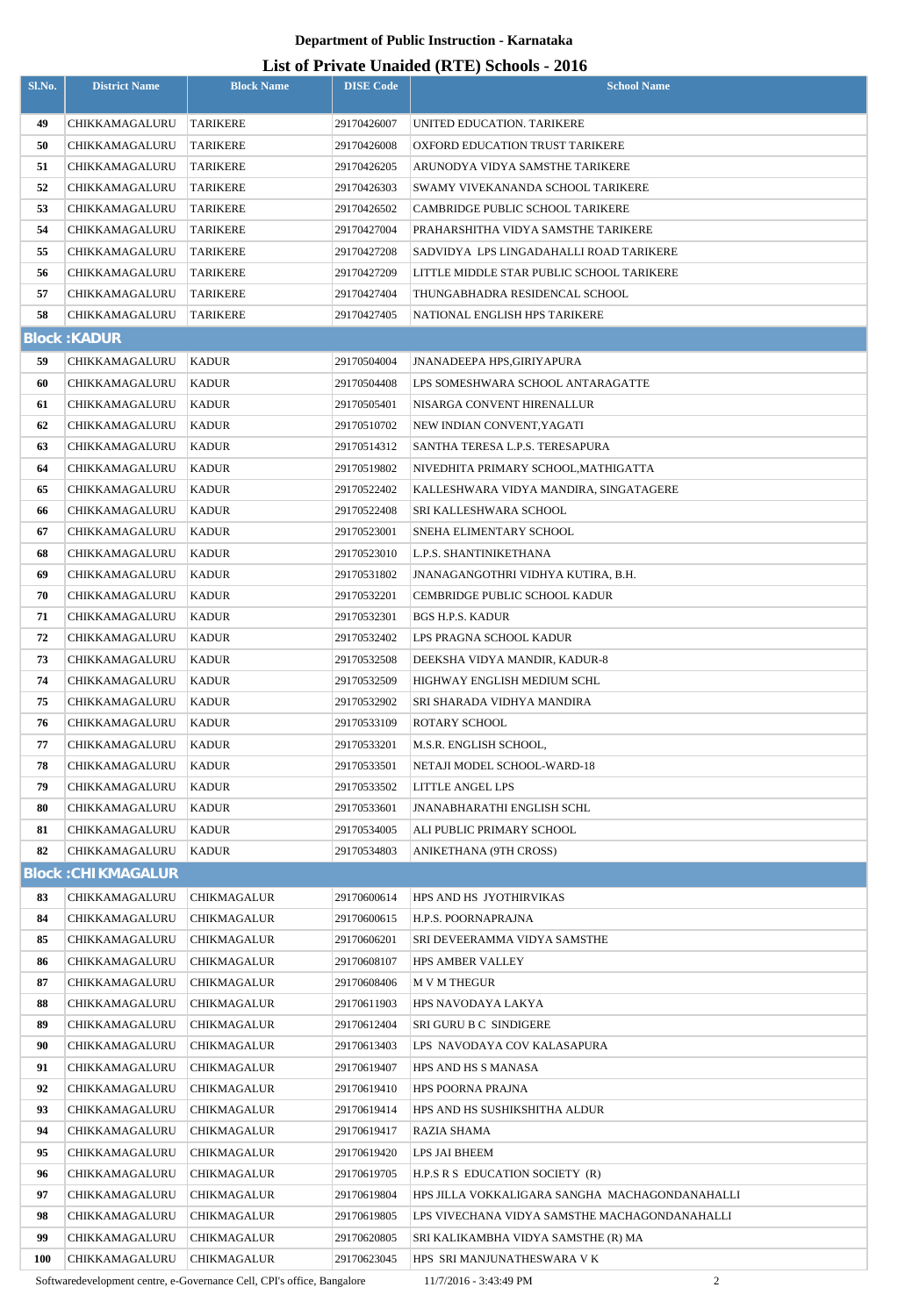**Department of Public Instruction - Karnataka**

**List of Private Unaided (RTE) Schools - 2016**

| Sl.No. | District Name | Block Name | DISE Code | School Name |
|---|---|---|---|---|
| 49 | CHIKKAMAGALURU | TARIKERE | 29170426007 | UNITED EDUCATION. TARIKERE |
| 50 | CHIKKAMAGALURU | TARIKERE | 29170426008 | OXFORD EDUCATION TRUST TARIKERE |
| 51 | CHIKKAMAGALURU | TARIKERE | 29170426205 | ARUNODYA VIDYA SAMSTHE TARIKERE |
| 52 | CHIKKAMAGALURU | TARIKERE | 29170426303 | SWAMY VIVEKANANDA SCHOOL TARIKERE |
| 53 | CHIKKAMAGALURU | TARIKERE | 29170426502 | CAMBRIDGE PUBLIC SCHOOL TARIKERE |
| 54 | CHIKKAMAGALURU | TARIKERE | 29170427004 | PRAHARSHITHA VIDYA SAMSTHE TARIKERE |
| 55 | CHIKKAMAGALURU | TARIKERE | 29170427208 | SADVIDYA LPS LINGADAHALLI ROAD TARIKERE |
| 56 | CHIKKAMAGALURU | TARIKERE | 29170427209 | LITTLE MIDDLE STAR PUBLIC SCHOOL TARIKERE |
| 57 | CHIKKAMAGALURU | TARIKERE | 29170427404 | THUNGABHADRA RESIDENCAL SCHOOL |
| 58 | CHIKKAMAGALURU | TARIKERE | 29170427405 | NATIONAL ENGLISH HPS TARIKERE |
| **Block :KADUR** | | | | |
| 59 | CHIKKAMAGALURU | KADUR | 29170504004 | JNANADEEPA HPS,GIRIYAPURA |
| 60 | CHIKKAMAGALURU | KADUR | 29170504408 | LPS SOMESHWARA SCHOOL ANTARAGATTE |
| 61 | CHIKKAMAGALURU | KADUR | 29170505401 | NISARGA CONVENT HIRENALLUR |
| 62 | CHIKKAMAGALURU | KADUR | 29170510702 | NEW INDIAN CONVENT,YAGATI |
| 63 | CHIKKAMAGALURU | KADUR | 29170514312 | SANTHA TERESA L.P.S. TERESAPURA |
| 64 | CHIKKAMAGALURU | KADUR | 29170519802 | NIVEDHITA PRIMARY SCHOOL,MATHIGATTA |
| 65 | CHIKKAMAGALURU | KADUR | 29170522402 | KALLESHWARA VIDYA MANDIRA, SINGATAGERE |
| 66 | CHIKKAMAGALURU | KADUR | 29170522408 | SRI KALLESHWARA SCHOOL |
| 67 | CHIKKAMAGALURU | KADUR | 29170523001 | SNEHA ELIMENTARY SCHOOL |
| 68 | CHIKKAMAGALURU | KADUR | 29170523010 | L.P.S. SHANTINIKETHANA |
| 69 | CHIKKAMAGALURU | KADUR | 29170531802 | JNANAGANGOTHRI VIDHYA KUTIRA, B.H. |
| 70 | CHIKKAMAGALURU | KADUR | 29170532201 | CEMBRIDGE PUBLIC SCHOOL KADUR |
| 71 | CHIKKAMAGALURU | KADUR | 29170532301 | BGS H.P.S. KADUR |
| 72 | CHIKKAMAGALURU | KADUR | 29170532402 | LPS PRAGNA SCHOOL KADUR |
| 73 | CHIKKAMAGALURU | KADUR | 29170532508 | DEEKSHA VIDYA MANDIR, KADUR-8 |
| 74 | CHIKKAMAGALURU | KADUR | 29170532509 | HIGHWAY ENGLISH MEDIUM SCHL |
| 75 | CHIKKAMAGALURU | KADUR | 29170532902 | SRI SHARADA VIDHYA MANDIRA |
| 76 | CHIKKAMAGALURU | KADUR | 29170533109 | ROTARY SCHOOL |
| 77 | CHIKKAMAGALURU | KADUR | 29170533201 | M.S.R. ENGLISH SCHOOL, |
| 78 | CHIKKAMAGALURU | KADUR | 29170533501 | NETAJI MODEL SCHOOL-WARD-18 |
| 79 | CHIKKAMAGALURU | KADUR | 29170533502 | LITTLE ANGEL LPS |
| 80 | CHIKKAMAGALURU | KADUR | 29170533601 | JNANABHARATHI ENGLISH SCHL |
| 81 | CHIKKAMAGALURU | KADUR | 29170534005 | ALI PUBLIC PRIMARY SCHOOL |
| 82 | CHIKKAMAGALURU | KADUR | 29170534803 | ANIKETHANA (9TH CROSS) |
| **Block :CHIKMAGALUR** | | | | |
| 83 | CHIKKAMAGALURU | CHIKMAGALUR | 29170600614 | HPS AND HS JYOTHIRVIKAS |
| 84 | CHIKKAMAGALURU | CHIKMAGALUR | 29170600615 | H.P.S. POORNAPRAJNA |
| 85 | CHIKKAMAGALURU | CHIKMAGALUR | 29170606201 | SRI DEVEERAMMA VIDYA SAMSTHE |
| 86 | CHIKKAMAGALURU | CHIKMAGALUR | 29170608107 | HPS AMBER VALLEY |
| 87 | CHIKKAMAGALURU | CHIKMAGALUR | 29170608406 | M V M THEGUR |
| 88 | CHIKKAMAGALURU | CHIKMAGALUR | 29170611903 | HPS NAVODAYA LAKYA |
| 89 | CHIKKAMAGALURU | CHIKMAGALUR | 29170612404 | SRI GURU B C SINDIGERE |
| 90 | CHIKKAMAGALURU | CHIKMAGALUR | 29170613403 | LPS NAVODAYA COV KALASAPURA |
| 91 | CHIKKAMAGALURU | CHIKMAGALUR | 29170619407 | HPS AND HS S MANASA |
| 92 | CHIKKAMAGALURU | CHIKMAGALUR | 29170619410 | HPS POORNA PRAJNA |
| 93 | CHIKKAMAGALURU | CHIKMAGALUR | 29170619414 | HPS AND HS SUSHIKSHITHA ALDUR |
| 94 | CHIKKAMAGALURU | CHIKMAGALUR | 29170619417 | RAZIA SHAMA |
| 95 | CHIKKAMAGALURU | CHIKMAGALUR | 29170619420 | LPS JAI BHEEM |
| 96 | CHIKKAMAGALURU | CHIKMAGALUR | 29170619705 | H.P.S R S EDUCATION SOCIETY (R) |
| 97 | CHIKKAMAGALURU | CHIKMAGALUR | 29170619804 | HPS JILLA VOKKALIGARA SANGHA MACHAGONDANAHALLI |
| 98 | CHIKKAMAGALURU | CHIKMAGALUR | 29170619805 | LPS VIVECHANA VIDYA SAMSTHE MACHAGONDANAHALLI |
| 99 | CHIKKAMAGALURU | CHIKMAGALUR | 29170620805 | SRI KALIKAMBHA VIDYA SAMSTHE (R) MA |
| 100 | CHIKKAMAGALURU | CHIKMAGALUR | 29170623045 | HPS SRI MANJUNATHESWARA V K |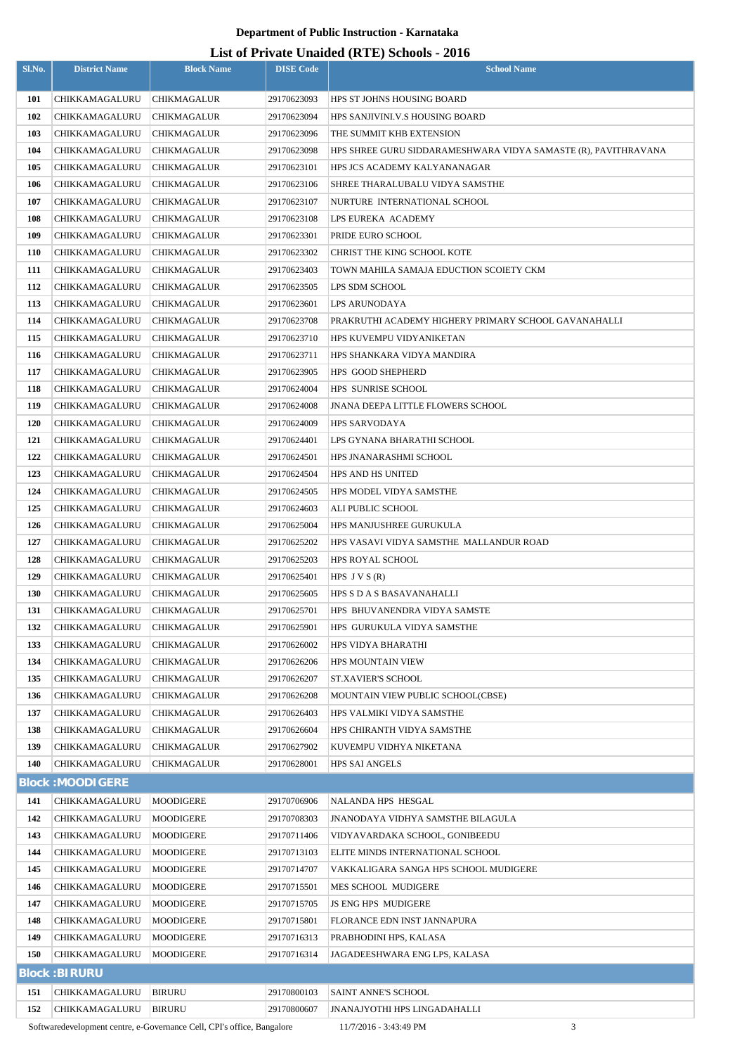# Department of Public Instruction - Karnataka

## List of Private Unaided (RTE) Schools - 2016

| Sl.No. | District Name | Block Name | DISE Code | School Name |
|---|---|---|---|---|
| 101 | CHIKKAMAGALURU | CHIKMAGALUR | 29170623093 | HPS ST JOHNS HOUSING BOARD |
| 102 | CHIKKAMAGALURU | CHIKMAGALUR | 29170623094 | HPS SANJIVINI.V.S HOUSING BOARD |
| 103 | CHIKKAMAGALURU | CHIKMAGALUR | 29170623096 | THE SUMMIT KHB EXTENSION |
| 104 | CHIKKAMAGALURU | CHIKMAGALUR | 29170623098 | HPS SHREE GURU SIDDARAMESHWARA VIDYA SAMASTE (R), PAVITHRAVANA |
| 105 | CHIKKAMAGALURU | CHIKMAGALUR | 29170623101 | HPS JCS ACADEMY KALYANANAGAR |
| 106 | CHIKKAMAGALURU | CHIKMAGALUR | 29170623106 | SHREE THARALUBALU VIDYA SAMSTHE |
| 107 | CHIKKAMAGALURU | CHIKMAGALUR | 29170623107 | NURTURE INTERNATIONAL SCHOOL |
| 108 | CHIKKAMAGALURU | CHIKMAGALUR | 29170623108 | LPS EUREKA ACADEMY |
| 109 | CHIKKAMAGALURU | CHIKMAGALUR | 29170623301 | PRIDE EURO SCHOOL |
| 110 | CHIKKAMAGALURU | CHIKMAGALUR | 29170623302 | CHRIST THE KING SCHOOL KOTE |
| 111 | CHIKKAMAGALURU | CHIKMAGALUR | 29170623403 | TOWN MAHILA SAMAJA EDUCTION SCOIETY CKM |
| 112 | CHIKKAMAGALURU | CHIKMAGALUR | 29170623505 | LPS SDM SCHOOL |
| 113 | CHIKKAMAGALURU | CHIKMAGALUR | 29170623601 | LPS ARUNODAYA |
| 114 | CHIKKAMAGALURU | CHIKMAGALUR | 29170623708 | PRAKRUTHI ACADEMY HIGHERY PRIMARY SCHOOL GAVANAHALLI |
| 115 | CHIKKAMAGALURU | CHIKMAGALUR | 29170623710 | HPS KUVEMPU VIDYANIKETAN |
| 116 | CHIKKAMAGALURU | CHIKMAGALUR | 29170623711 | HPS SHANKARA VIDYA MANDIRA |
| 117 | CHIKKAMAGALURU | CHIKMAGALUR | 29170623905 | HPS GOOD SHEPHERD |
| 118 | CHIKKAMAGALURU | CHIKMAGALUR | 29170624004 | HPS SUNRISE SCHOOL |
| 119 | CHIKKAMAGALURU | CHIKMAGALUR | 29170624008 | JNANA DEEPA LITTLE FLOWERS SCHOOL |
| 120 | CHIKKAMAGALURU | CHIKMAGALUR | 29170624009 | HPS SARVODAYA |
| 121 | CHIKKAMAGALURU | CHIKMAGALUR | 29170624401 | LPS GYNANA BHARATHI SCHOOL |
| 122 | CHIKKAMAGALURU | CHIKMAGALUR | 29170624501 | HPS JNANARASHMI SCHOOL |
| 123 | CHIKKAMAGALURU | CHIKMAGALUR | 29170624504 | HPS AND HS UNITED |
| 124 | CHIKKAMAGALURU | CHIKMAGALUR | 29170624505 | HPS MODEL VIDYA SAMSTHE |
| 125 | CHIKKAMAGALURU | CHIKMAGALUR | 29170624603 | ALI PUBLIC SCHOOL |
| 126 | CHIKKAMAGALURU | CHIKMAGALUR | 29170625004 | HPS MANJUSHREE GURUKULA |
| 127 | CHIKKAMAGALURU | CHIKMAGALUR | 29170625202 | HPS VASAVI VIDYA SAMSTHE MALLANDUR ROAD |
| 128 | CHIKKAMAGALURU | CHIKMAGALUR | 29170625203 | HPS ROYAL SCHOOL |
| 129 | CHIKKAMAGALURU | CHIKMAGALUR | 29170625401 | HPS J V S (R) |
| 130 | CHIKKAMAGALURU | CHIKMAGALUR | 29170625605 | HPS S D A S BASAVANAHALLI |
| 131 | CHIKKAMAGALURU | CHIKMAGALUR | 29170625701 | HPS BHUVANENDRA VIDYA SAMSTE |
| 132 | CHIKKAMAGALURU | CHIKMAGALUR | 29170625901 | HPS GURUKULA VIDYA SAMSTHE |
| 133 | CHIKKAMAGALURU | CHIKMAGALUR | 29170626002 | HPS VIDYA BHARATHI |
| 134 | CHIKKAMAGALURU | CHIKMAGALUR | 29170626206 | HPS MOUNTAIN VIEW |
| 135 | CHIKKAMAGALURU | CHIKMAGALUR | 29170626207 | ST.XAVIER'S SCHOOL |
| 136 | CHIKKAMAGALURU | CHIKMAGALUR | 29170626208 | MOUNTAIN VIEW PUBLIC SCHOOL(CBSE) |
| 137 | CHIKKAMAGALURU | CHIKMAGALUR | 29170626403 | HPS VALMIKI VIDYA SAMSTHE |
| 138 | CHIKKAMAGALURU | CHIKMAGALUR | 29170626604 | HPS CHIRANTH VIDYA SAMSTHE |
| 139 | CHIKKAMAGALURU | CHIKMAGALUR | 29170627902 | KUVEMPU VIDHYA NIKETANA |
| 140 | CHIKKAMAGALURU | CHIKMAGALUR | 29170628001 | HPS SAI ANGELS |
| **Block : MOODIGERE** | | | | |
| 141 | CHIKKAMAGALURU | MOODIGERE | 29170706906 | NALANDA HPS HESGAL |
| 142 | CHIKKAMAGALURU | MOODIGERE | 29170708303 | JNANODAYA VIDHYA SAMSTHE BILAGULA |
| 143 | CHIKKAMAGALURU | MOODIGERE | 29170711406 | VIDYAVARDAKA SCHOOL, GONIBEEDU |
| 144 | CHIKKAMAGALURU | MOODIGERE | 29170713103 | ELITE MINDS INTERNATIONAL SCHOOL |
| 145 | CHIKKAMAGALURU | MOODIGERE | 29170714707 | VAKKALIGARA SANGA HPS SCHOOL MUDIGERE |
| 146 | CHIKKAMAGALURU | MOODIGERE | 29170715501 | MES SCHOOL MUDIGERE |
| 147 | CHIKKAMAGALURU | MOODIGERE | 29170715705 | JS ENG HPS MUDIGERE |
| 148 | CHIKKAMAGALURU | MOODIGERE | 29170715801 | FLORANCE EDN INST JANNAPURA |
| 149 | CHIKKAMAGALURU | MOODIGERE | 29170716313 | PRABHODINI HPS, KALASA |
| 150 | CHIKKAMAGALURU | MOODIGERE | 29170716314 | JAGADEESHWARA ENG LPS, KALASA |
| **Block : BIRURU** | | | | |
| 151 | CHIKKAMAGALURU | BIRURU | 29170800103 | SAINT ANNE'S SCHOOL |
| 152 | CHIKKAMAGALURU | BIRURU | 29170800607 | JNANAJYOTHI HPS LINGADAHALLI |

Softwaredevelopment centre, e-Governance Cell, CPI's office, Bangalore 11/7/2016 - 3:43:49 PM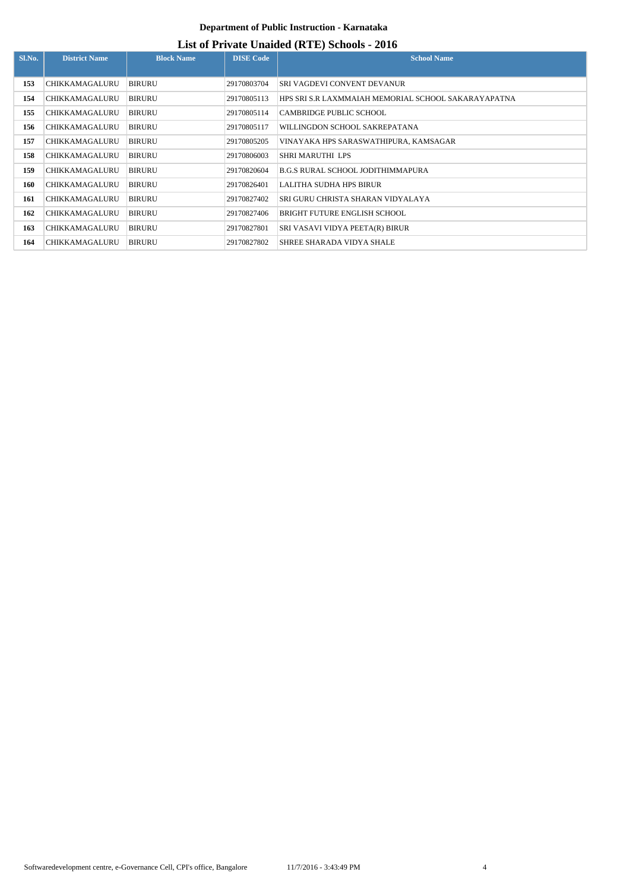Department of Public Instruction - Karnataka

List of Private Unaided (RTE) Schools - 2016

| Sl.No. | District Name | Block Name | DISE Code | School Name |
|---|---|---|---|---|
| 153 | CHIKKAMAGALURU | BIRURU | 29170803704 | SRI VAGDEVI CONVENT DEVANUR |
| 154 | CHIKKAMAGALURU | BIRURU | 29170805113 | HPS SRI S.R LAXMMAIAH MEMORIAL SCHOOL SAKARAYAPATNA |
| 155 | CHIKKAMAGALURU | BIRURU | 29170805114 | CAMBRIDGE PUBLIC SCHOOL |
| 156 | CHIKKAMAGALURU | BIRURU | 29170805117 | WILLINGDON SCHOOL SAKREPATANA |
| 157 | CHIKKAMAGALURU | BIRURU | 29170805205 | VINAYAKA HPS SARASWATHIPURA, KAMSAGAR |
| 158 | CHIKKAMAGALURU | BIRURU | 29170806003 | SHRI MARUTHI LPS |
| 159 | CHIKKAMAGALURU | BIRURU | 29170820604 | B.G.S RURAL SCHOOL JODITHIMMAPURA |
| 160 | CHIKKAMAGALURU | BIRURU | 29170826401 | LALITHA SUDHA HPS BIRUR |
| 161 | CHIKKAMAGALURU | BIRURU | 29170827402 | SRI GURU CHRISTA SHARAN VIDYALAYA |
| 162 | CHIKKAMAGALURU | BIRURU | 29170827406 | BRIGHT FUTURE ENGLISH SCHOOL |
| 163 | CHIKKAMAGALURU | BIRURU | 29170827801 | SRI VASAVI VIDYA PEETA(R) BIRUR |
| 164 | CHIKKAMAGALURU | BIRURU | 29170827802 | SHREE SHARADA VIDYA SHALE |

Softwaredevelopment centre, e-Governance Cell, CPI's office, Bangalore 11/7/2016 - 3:43:49 PM